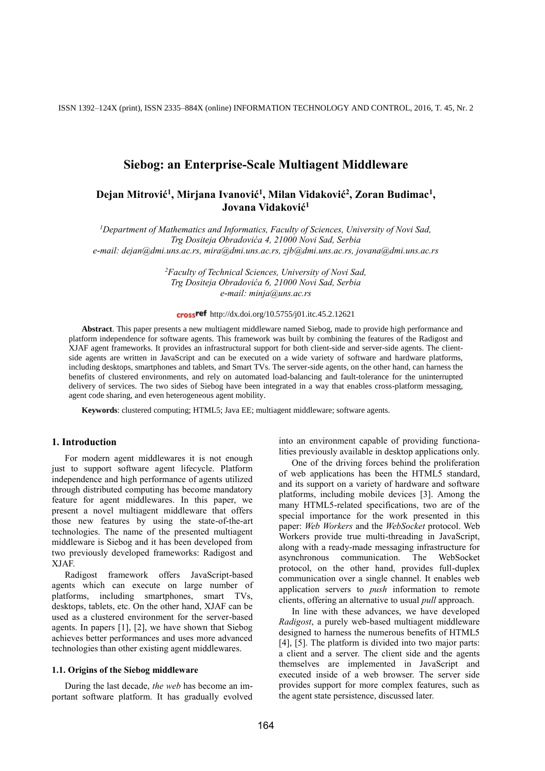# Siebog: an Enterprise-Scale Multiagent Middleware

**Dejan Mitrović[1], Mirjana Ivanović[1], Milan Vidaković[2], Zoran Budimac[1], Jovana Vidaković[1]**

*[1]Department of Mathematics and Informatics, Faculty of Sciences, University of Novi Sad, Trg Dositeja Obradovića 4, 21000 Novi Sad, Serbia*
*e-mail: dejan@dmi.uns.ac.rs, mira@dmi.uns.ac.rs, zjb@dmi.uns.ac.rs, jovana@dmi.uns.ac.rs*

*[2]Faculty of Technical Sciences, University of Novi Sad, Trg Dositeja Obradovića 6, 21000 Novi Sad, Serbia*
*e-mail: minja@uns.ac.rs*

crossref http://dx.doi.org/10.5755/j01.itc.45.2.12621

**Abstract**. This paper presents a new multiagent middleware named Siebog, made to provide high performance and platform independence for software agents. This framework was built by combining the features of the Radigost and XJAF agent frameworks. It provides an infrastructural support for both client-side and server-side agents. The client-side agents are written in JavaScript and can be executed on a wide variety of software and hardware platforms, including desktops, smartphones and tablets, and Smart TVs. The server-side agents, on the other hand, can harness the benefits of clustered environments, and rely on automated load-balancing and fault-tolerance for the uninterrupted delivery of services. The two sides of Siebog have been integrated in a way that enables cross-platform messaging, agent code sharing, and even heterogeneous agent mobility.

**Keywords**: clustered computing; HTML5; Java EE; multiagent middleware; software agents.

## 1. Introduction

For modern agent middlewares it is not enough just to support software agent lifecycle. Platform independence and high performance of agents utilized through distributed computing has become mandatory feature for agent middlewares. In this paper, we present a novel multiagent middleware that offers those new features by using the state-of-the-art technologies. The name of the presented multiagent middleware is Siebog and it has been developed from two previously developed frameworks: Radigost and XJAF.

Radigost framework offers JavaScript-based agents which can execute on large number of platforms, including smartphones, smart TVs, desktops, tablets, etc. On the other hand, XJAF can be used as a clustered environment for the server-based agents. In papers [1], [2], we have shown that Siebog achieves better performances and uses more advanced technologies than other existing agent middlewares.

### 1.1. Origins of the Siebog middleware

During the last decade, *the web* has become an important software platform. It has gradually evolved into an environment capable of providing functionalities previously available in desktop applications only.

One of the driving forces behind the proliferation of web applications has been the HTML5 standard, and its support on a variety of hardware and software platforms, including mobile devices [3]. Among the many HTML5-related specifications, two are of the special importance for the work presented in this paper: *Web Workers* and the *WebSocket* protocol. Web Workers provide true multi-threading in JavaScript, along with a ready-made messaging infrastructure for asynchronous communication. The WebSocket protocol, on the other hand, provides full-duplex communication over a single channel. It enables web application servers to *push* information to remote clients, offering an alternative to usual *pull* approach.

In line with these advances, we have developed *Radigost*, a purely web-based multiagent middleware designed to harness the numerous benefits of HTML5 [4], [5]. The platform is divided into two major parts: a client and a server. The client side and the agents themselves are implemented in JavaScript and executed inside of a web browser. The server side provides support for more complex features, such as the agent state persistence, discussed later.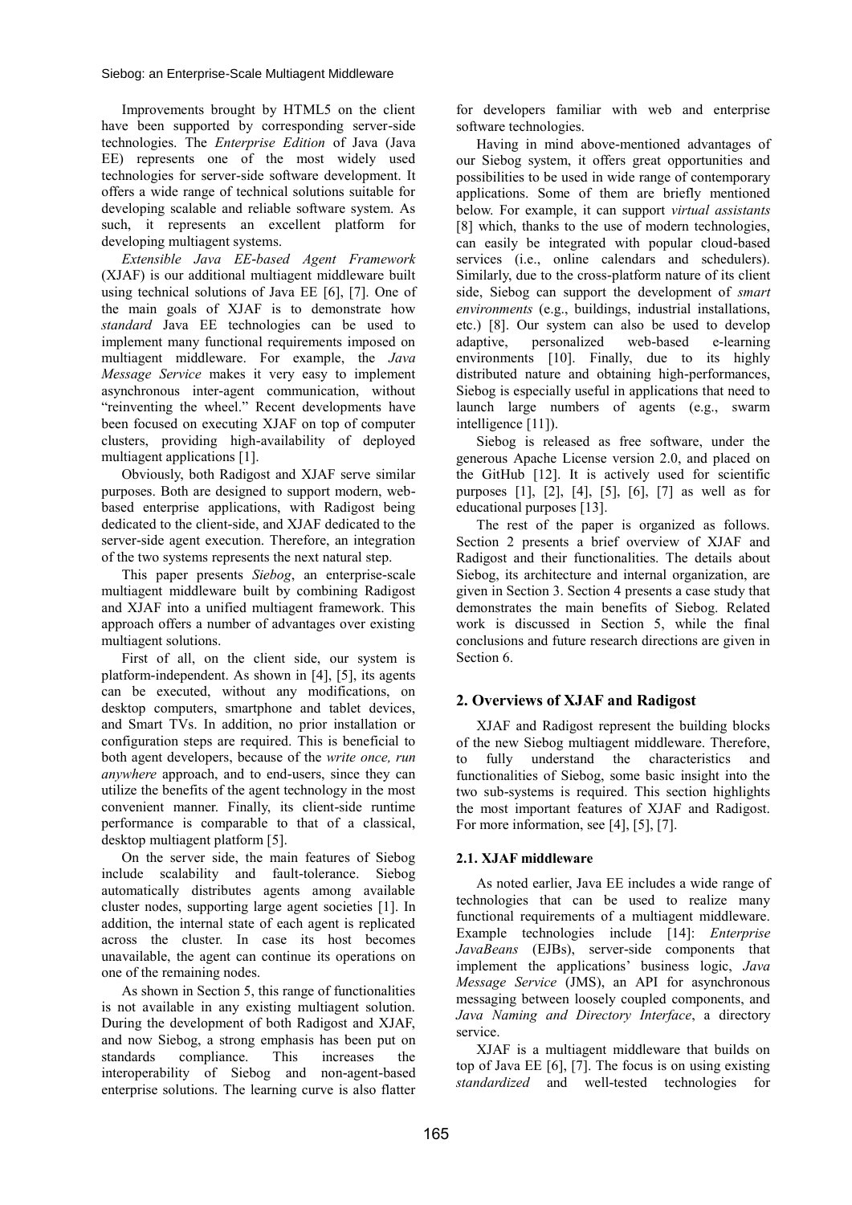Improvements brought by HTML5 on the client have been supported by corresponding server-side technologies. The *Enterprise Edition* of Java (Java EE) represents one of the most widely used technologies for server-side software development. It offers a wide range of technical solutions suitable for developing scalable and reliable software system. As such, it represents an excellent platform for developing multiagent systems.

*Extensible Java EE-based Agent Framework* (XJAF) is our additional multiagent middleware built using technical solutions of Java EE [6], [7]. One of the main goals of XJAF is to demonstrate how *standard* Java EE technologies can be used to implement many functional requirements imposed on multiagent middleware. For example, the *Java Message Service* makes it very easy to implement asynchronous inter-agent communication, without "reinventing the wheel." Recent developments have been focused on executing XJAF on top of computer clusters, providing high-availability of deployed multiagent applications [1].

Obviously, both Radigost and XJAF serve similar purposes. Both are designed to support modern, web-based enterprise applications, with Radigost being dedicated to the client-side, and XJAF dedicated to the server-side agent execution. Therefore, an integration of the two systems represents the next natural step.

This paper presents *Siebog*, an enterprise-scale multiagent middleware built by combining Radigost and XJAF into a unified multiagent framework. This approach offers a number of advantages over existing multiagent solutions.

First of all, on the client side, our system is platform-independent. As shown in [4], [5], its agents can be executed, without any modifications, on desktop computers, smartphone and tablet devices, and Smart TVs. In addition, no prior installation or configuration steps are required. This is beneficial to both agent developers, because of the *write once, run anywhere* approach, and to end-users, since they can utilize the benefits of the agent technology in the most convenient manner. Finally, its client-side runtime performance is comparable to that of a classical, desktop multiagent platform [5].

On the server side, the main features of Siebog include scalability and fault-tolerance. Siebog automatically distributes agents among available cluster nodes, supporting large agent societies [1]. In addition, the internal state of each agent is replicated across the cluster. In case its host becomes unavailable, the agent can continue its operations on one of the remaining nodes.

As shown in Section 5, this range of functionalities is not available in any existing multiagent solution. During the development of both Radigost and XJAF, and now Siebog, a strong emphasis has been put on standards compliance. This increases the interoperability of Siebog and non-agent-based enterprise solutions. The learning curve is also flatter for developers familiar with web and enterprise software technologies.

Having in mind above-mentioned advantages of our Siebog system, it offers great opportunities and possibilities to be used in wide range of contemporary applications. Some of them are briefly mentioned below. For example, it can support *virtual assistants* [8] which, thanks to the use of modern technologies, can easily be integrated with popular cloud-based services (i.e., online calendars and schedulers). Similarly, due to the cross-platform nature of its client side, Siebog can support the development of *smart environments* (e.g., buildings, industrial installations, etc.) [8]. Our system can also be used to develop adaptive, personalized web-based e-learning environments [10]. Finally, due to its highly distributed nature and obtaining high-performances, Siebog is especially useful in applications that need to launch large numbers of agents (e.g., swarm intelligence [11]).

Siebog is released as free software, under the generous Apache License version 2.0, and placed on the GitHub [12]. It is actively used for scientific purposes [1], [2], [4], [5], [6], [7] as well as for educational purposes [13].

The rest of the paper is organized as follows. Section 2 presents a brief overview of XJAF and Radigost and their functionalities. The details about Siebog, its architecture and internal organization, are given in Section 3. Section 4 presents a case study that demonstrates the main benefits of Siebog. Related work is discussed in Section 5, while the final conclusions and future research directions are given in Section 6.

## 2. Overviews of XJAF and Radigost

XJAF and Radigost represent the building blocks of the new Siebog multiagent middleware. Therefore, to fully understand the characteristics and functionalities of Siebog, some basic insight into the two sub-systems is required. This section highlights the most important features of XJAF and Radigost. For more information, see [4], [5], [7].

### 2.1. XJAF middleware

As noted earlier, Java EE includes a wide range of technologies that can be used to realize many functional requirements of a multiagent middleware. Example technologies include [14]: *Enterprise JavaBeans* (EJBs), server-side components that implement the applications' business logic, *Java Message Service* (JMS), an API for asynchronous messaging between loosely coupled components, and *Java Naming and Directory Interface*, a directory service.

XJAF is a multiagent middleware that builds on top of Java EE [6], [7]. The focus is on using existing *standardized* and well-tested technologies for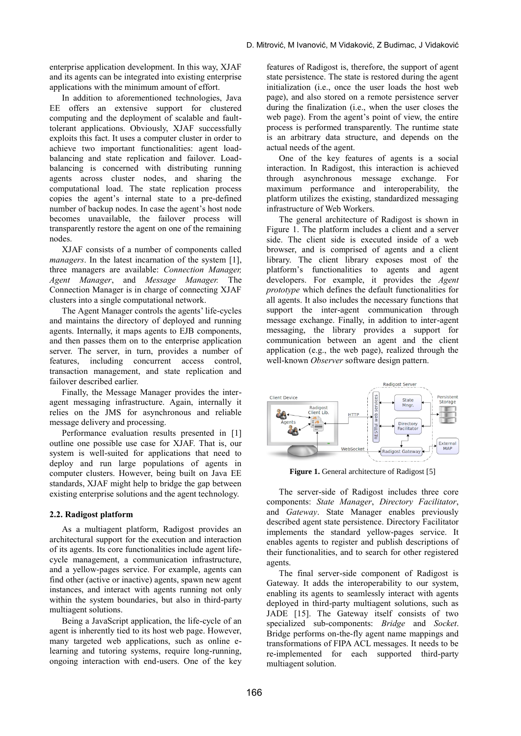enterprise application development. In this way, XJAF and its agents can be integrated into existing enterprise applications with the minimum amount of effort.

In addition to aforementioned technologies, Java EE offers an extensive support for clustered computing and the deployment of scalable and fault-tolerant applications. Obviously, XJAF successfully exploits this fact. It uses a computer cluster in order to achieve two important functionalities: agent load-balancing and state replication and failover. Load-balancing is concerned with distributing running agents across cluster nodes, and sharing the computational load. The state replication process copies the agent's internal state to a pre-defined number of backup nodes. In case the agent's host node becomes unavailable, the failover process will transparently restore the agent on one of the remaining nodes.

XJAF consists of a number of components called *managers*. In the latest incarnation of the system [1], three managers are available: *Connection Manager, Agent Manager*, and *Message Manager.* The Connection Manager is in charge of connecting XJAF clusters into a single computational network.

The Agent Manager controls the agents' life-cycles and maintains the directory of deployed and running agents. Internally, it maps agents to EJB components, and then passes them on to the enterprise application server. The server, in turn, provides a number of features, including concurrent access control, transaction management, and state replication and failover described earlier.

Finally, the Message Manager provides the inter-agent messaging infrastructure. Again, internally it relies on the JMS for asynchronous and reliable message delivery and processing.

Performance evaluation results presented in [1] outline one possible use case for XJAF. That is, our system is well-suited for applications that need to deploy and run large populations of agents in computer clusters. However, being built on Java EE standards, XJAF might help to bridge the gap between existing enterprise solutions and the agent technology.

### 2.2. Radigost platform

As a multiagent platform, Radigost provides an architectural support for the execution and interaction of its agents. Its core functionalities include agent life-cycle management, a communication infrastructure, and a yellow-pages service. For example, agents can find other (active or inactive) agents, spawn new agent instances, and interact with agents running not only within the system boundaries, but also in third-party multiagent solutions.

Being a JavaScript application, the life-cycle of an agent is inherently tied to its host web page. However, many targeted web applications, such as online e-learning and tutoring systems, require long-running, ongoing interaction with end-users. One of the key features of Radigost is, therefore, the support of agent state persistence. The state is restored during the agent initialization (i.e., once the user loads the host web page), and also stored on a remote persistence server during the finalization (i.e., when the user closes the web page). From the agent's point of view, the entire process is performed transparently. The runtime state is an arbitrary data structure, and depends on the actual needs of the agent.

One of the key features of agents is a social interaction. In Radigost, this interaction is achieved through asynchronous message exchange. For maximum performance and interoperability, the platform utilizes the existing, standardized messaging infrastructure of Web Workers.

The general architecture of Radigost is shown in Figure 1. The platform includes a client and a server side. The client side is executed inside of a web browser, and is comprised of agents and a client library. The client library exposes most of the platform's functionalities to agents and agent developers. For example, it provides the *Agent prototype* which defines the default functionalities for all agents. It also includes the necessary functions that support the inter-agent communication through message exchange. Finally, in addition to inter-agent messaging, the library provides a support for communication between an agent and the client application (e.g., the web page), realized through the well-known *Observer* software design pattern.

**Figure 1.** General architecture of Radigost [5]

The server-side of Radigost includes three core components: *State Manager*, *Directory Facilitator*, and *Gateway*. State Manager enables previously described agent state persistence. Directory Facilitator implements the standard yellow-pages service. It enables agents to register and publish descriptions of their functionalities, and to search for other registered agents.

The final server-side component of Radigost is Gateway. It adds the interoperability to our system, enabling its agents to seamlessly interact with agents deployed in third-party multiagent solutions, such as JADE [15]. The Gateway itself consists of two specialized sub-components: *Bridge* and *Socket*. Bridge performs on-the-fly agent name mappings and transformations of FIPA ACL messages. It needs to be re-implemented for each supported third-party multiagent solution.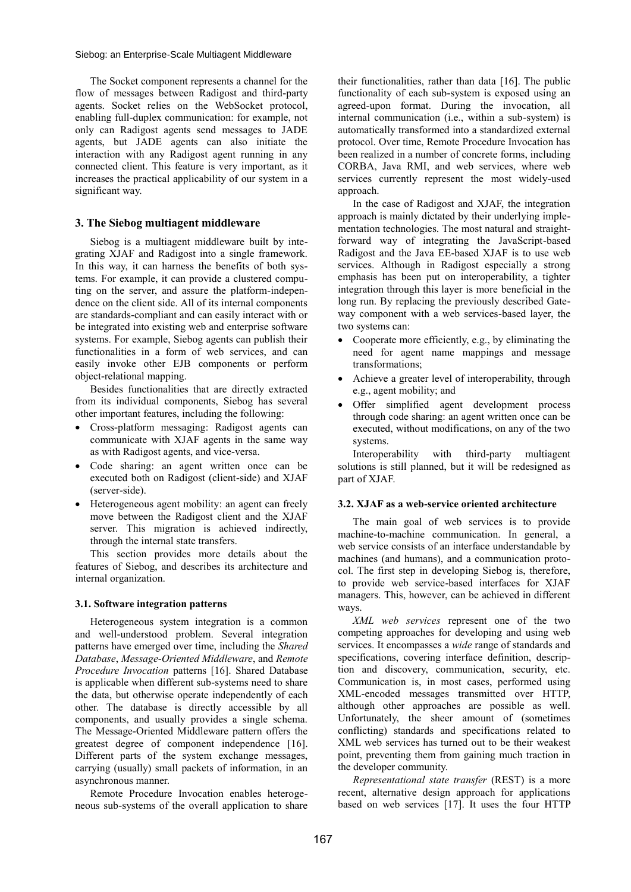The Socket component represents a channel for the flow of messages between Radigost and third-party agents. Socket relies on the WebSocket protocol, enabling full-duplex communication: for example, not only can Radigost agents send messages to JADE agents, but JADE agents can also initiate the interaction with any Radigost agent running in any connected client. This feature is very important, as it increases the practical applicability of our system in a significant way.

## 3. The Siebog multiagent middleware

Siebog is a multiagent middleware built by integrating XJAF and Radigost into a single framework. In this way, it can harness the benefits of both systems. For example, it can provide a clustered computing on the server, and assure the platform-independence on the client side. All of its internal components are standards-compliant and can easily interact with or be integrated into existing web and enterprise software systems. For example, Siebog agents can publish their functionalities in a form of web services, and can easily invoke other EJB components or perform object-relational mapping.

Besides functionalities that are directly extracted from its individual components, Siebog has several other important features, including the following:

- Cross-platform messaging: Radigost agents can communicate with XJAF agents in the same way as with Radigost agents, and vice-versa.
- Code sharing: an agent written once can be executed both on Radigost (client-side) and XJAF (server-side).
- Heterogeneous agent mobility: an agent can freely move between the Radigost client and the XJAF server. This migration is achieved indirectly, through the internal state transfers.

This section provides more details about the features of Siebog, and describes its architecture and internal organization.

### 3.1. Software integration patterns

Heterogeneous system integration is a common and well-understood problem. Several integration patterns have emerged over time, including the *Shared Database*, *Message-Oriented Middleware*, and *Remote Procedure Invocation* patterns [16]. Shared Database is applicable when different sub-systems need to share the data, but otherwise operate independently of each other. The database is directly accessible by all components, and usually provides a single schema. The Message-Oriented Middleware pattern offers the greatest degree of component independence [16]. Different parts of the system exchange messages, carrying (usually) small packets of information, in an asynchronous manner.

Remote Procedure Invocation enables heterogeneous sub-systems of the overall application to share their functionalities, rather than data [16]. The public functionality of each sub-system is exposed using an agreed-upon format. During the invocation, all internal communication (i.e., within a sub-system) is automatically transformed into a standardized external protocol. Over time, Remote Procedure Invocation has been realized in a number of concrete forms, including CORBA, Java RMI, and web services, where web services currently represent the most widely-used approach.

In the case of Radigost and XJAF, the integration approach is mainly dictated by their underlying implementation technologies. The most natural and straightforward way of integrating the JavaScript-based Radigost and the Java EE-based XJAF is to use web services. Although in Radigost especially a strong emphasis has been put on interoperability, a tighter integration through this layer is more beneficial in the long run. By replacing the previously described Gateway component with a web services-based layer, the two systems can:

- Cooperate more efficiently, e.g., by eliminating the need for agent name mappings and message transformations;
- Achieve a greater level of interoperability, through e.g., agent mobility; and
- Offer simplified agent development process through code sharing: an agent written once can be executed, without modifications, on any of the two systems.

Interoperability with third-party multiagent solutions is still planned, but it will be redesigned as part of XJAF.

### 3.2. XJAF as a web-service oriented architecture

The main goal of web services is to provide machine-to-machine communication. In general, a web service consists of an interface understandable by machines (and humans), and a communication protocol. The first step in developing Siebog is, therefore, to provide web service-based interfaces for XJAF managers. This, however, can be achieved in different ways.

*XML web services* represent one of the two competing approaches for developing and using web services. It encompasses a *wide* range of standards and specifications, covering interface definition, description and discovery, communication, security, etc. Communication is, in most cases, performed using XML-encoded messages transmitted over HTTP, although other approaches are possible as well. Unfortunately, the sheer amount of (sometimes conflicting) standards and specifications related to XML web services has turned out to be their weakest point, preventing them from gaining much traction in the developer community.

*Representational state transfer* (REST) is a more recent, alternative design approach for applications based on web services [17]. It uses the four HTTP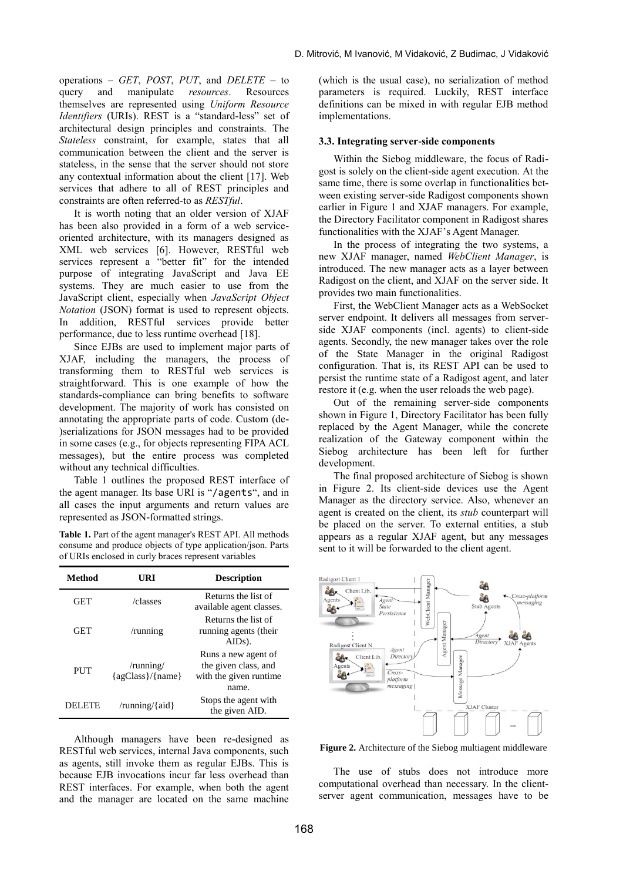operations – *GET*, *POST*, *PUT*, and *DELETE* – to query and manipulate *resources*. Resources themselves are represented using *Uniform Resource Identifiers* (URIs). REST is a "standard-less" set of architectural design principles and constraints. The *Stateless* constraint, for example, states that all communication between the client and the server is stateless, in the sense that the server should not store any contextual information about the client [17]. Web services that adhere to all of REST principles and constraints are often referred-to as *RESTful*.

It is worth noting that an older version of XJAF has been also provided in a form of a web service-oriented architecture, with its managers designed as XML web services [6]. However, RESTful web services represent a "better fit" for the intended purpose of integrating JavaScript and Java EE systems. They are much easier to use from the JavaScript client, especially when *JavaScript Object Notation* (JSON) format is used to represent objects. In addition, RESTful services provide better performance, due to less runtime overhead [18].

Since EJBs are used to implement major parts of XJAF, including the managers, the process of transforming them to RESTful web services is straightforward. This is one example of how the standards-compliance can bring benefits to software development. The majority of work has consisted on annotating the appropriate parts of code. Custom (de-)serializations for JSON messages had to be provided in some cases (e.g., for objects representing FIPA ACL messages), but the entire process was completed without any technical difficulties.

Table 1 outlines the proposed REST interface of the agent manager. Its base URI is "`/agents`", and in all cases the input arguments and return values are represented as JSON-formatted strings.

**Table 1.** Part of the agent manager's REST API. All methods consume and produce objects of type application/json. Parts of URIs enclosed in curly braces represent variables

| Method | URI | Description |
|---|---|---|
| GET | /classes | Returns the list of available agent classes. |
| GET | /running | Returns the list of running agents (their AIDs). |
| PUT | /running/{agClass}/{name} | Runs a new agent of the given class, and with the given runtime name. |
| DELETE | /running/{aid} | Stops the agent with the given AID. |

Although managers have been re-designed as RESTful web services, internal Java components, such as agents, still invoke them as regular EJBs. This is because EJB invocations incur far less overhead than REST interfaces. For example, when both the agent and the manager are located on the same machine (which is the usual case), no serialization of method parameters is required. Luckily, REST interface definitions can be mixed in with regular EJB method implementations.

### 3.3. Integrating server-side components

Within the Siebog middleware, the focus of Radigost is solely on the client-side agent execution. At the same time, there is some overlap in functionalities between existing server-side Radigost components shown earlier in Figure 1 and XJAF managers. For example, the Directory Facilitator component in Radigost shares functionalities with the XJAF's Agent Manager.

In the process of integrating the two systems, a new XJAF manager, named *WebClient Manager*, is introduced. The new manager acts as a layer between Radigost on the client, and XJAF on the server side. It provides two main functionalities.

First, the WebClient Manager acts as a WebSocket server endpoint. It delivers all messages from server-side XJAF components (incl. agents) to client-side agents. Secondly, the new manager takes over the role of the State Manager in the original Radigost configuration. That is, its REST API can be used to persist the runtime state of a Radigost agent, and later restore it (e.g. when the user reloads the web page).

Out of the remaining server-side components shown in Figure 1, Directory Facilitator has been fully replaced by the Agent Manager, while the concrete realization of the Gateway component within the Siebog architecture has been left for further development.

The final proposed architecture of Siebog is shown in Figure 2. Its client-side devices use the Agent Manager as the directory service. Also, whenever an agent is created on the client, its *stub* counterpart will be placed on the server. To external entities, a stub appears as a regular XJAF agent, but any messages sent to it will be forwarded to the client agent.

**Figure 2.** Architecture of the Siebog multiagent middleware

The use of stubs does not introduce more computational overhead than necessary. In the client-server agent communication, messages have to be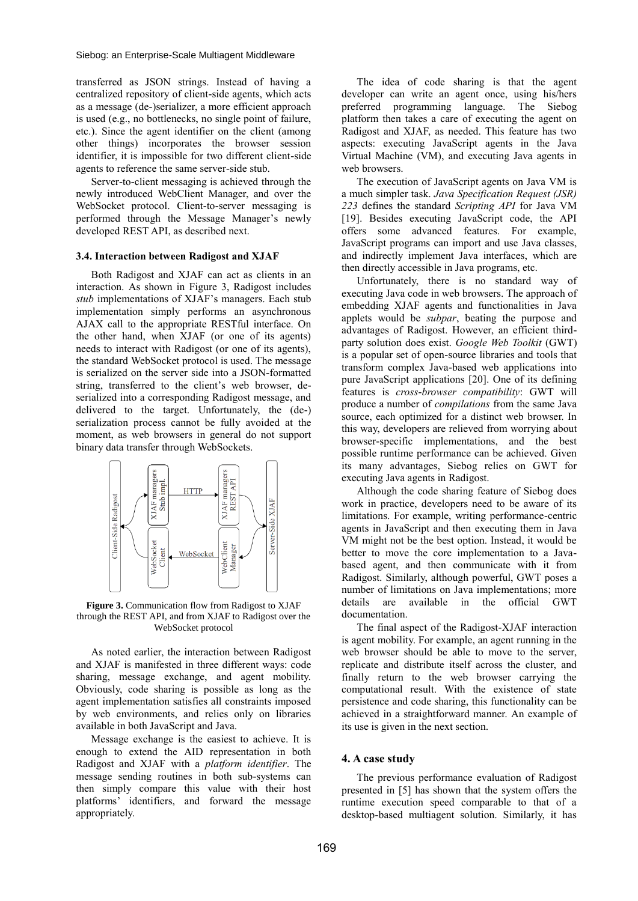transferred as JSON strings. Instead of having a centralized repository of client-side agents, which acts as a message (de-)serializer, a more efficient approach is used (e.g., no bottlenecks, no single point of failure, etc.). Since the agent identifier on the client (among other things) incorporates the browser session identifier, it is impossible for two different client-side agents to reference the same server-side stub.

Server-to-client messaging is achieved through the newly introduced WebClient Manager, and over the WebSocket protocol. Client-to-server messaging is performed through the Message Manager's newly developed REST API, as described next.

### 3.4. Interaction between Radigost and XJAF

Both Radigost and XJAF can act as clients in an interaction. As shown in Figure 3, Radigost includes *stub* implementations of XJAF's managers. Each stub implementation simply performs an asynchronous AJAX call to the appropriate RESTful interface. On the other hand, when XJAF (or one of its agents) needs to interact with Radigost (or one of its agents), the standard WebSocket protocol is used. The message is serialized on the server side into a JSON-formatted string, transferred to the client's web browser, de-serialized into a corresponding Radigost message, and delivered to the target. Unfortunately, the (de-) serialization process cannot be fully avoided at the moment, as web browsers in general do not support binary data transfer through WebSockets.

**Figure 3.** Communication flow from Radigost to XJAF through the REST API, and from XJAF to Radigost over the WebSocket protocol

As noted earlier, the interaction between Radigost and XJAF is manifested in three different ways: code sharing, message exchange, and agent mobility. Obviously, code sharing is possible as long as the agent implementation satisfies all constraints imposed by web environments, and relies only on libraries available in both JavaScript and Java.

Message exchange is the easiest to achieve. It is enough to extend the AID representation in both Radigost and XJAF with a *platform identifier*. The message sending routines in both sub-systems can then simply compare this value with their host platforms' identifiers, and forward the message appropriately.

The idea of code sharing is that the agent developer can write an agent once, using his/hers preferred programming language. The Siebog platform then takes a care of executing the agent on Radigost and XJAF, as needed. This feature has two aspects: executing JavaScript agents in the Java Virtual Machine (VM), and executing Java agents in web browsers.

The execution of JavaScript agents on Java VM is a much simpler task. *Java Specification Request (JSR) 223* defines the standard *Scripting API* for Java VM [19]. Besides executing JavaScript code, the API offers some advanced features. For example, JavaScript programs can import and use Java classes, and indirectly implement Java interfaces, which are then directly accessible in Java programs, etc.

Unfortunately, there is no standard way of executing Java code in web browsers. The approach of embedding XJAF agents and functionalities in Java applets would be *subpar*, beating the purpose and advantages of Radigost. However, an efficient third-party solution does exist. *Google Web Toolkit* (GWT) is a popular set of open-source libraries and tools that transform complex Java-based web applications into pure JavaScript applications [20]. One of its defining features is *cross-browser compatibility*: GWT will produce a number of *compilations* from the same Java source, each optimized for a distinct web browser. In this way, developers are relieved from worrying about browser-specific implementations, and the best possible runtime performance can be achieved. Given its many advantages, Siebog relies on GWT for executing Java agents in Radigost.

Although the code sharing feature of Siebog does work in practice, developers need to be aware of its limitations. For example, writing performance-centric agents in JavaScript and then executing them in Java VM might not be the best option. Instead, it would be better to move the core implementation to a Java-based agent, and then communicate with it from Radigost. Similarly, although powerful, GWT poses a number of limitations on Java implementations; more details are available in the official GWT documentation.

The final aspect of the Radigost-XJAF interaction is agent mobility. For example, an agent running in the web browser should be able to move to the server, replicate and distribute itself across the cluster, and finally return to the web browser carrying the computational result. With the existence of state persistence and code sharing, this functionality can be achieved in a straightforward manner. An example of its use is given in the next section.

## 4. A case study

The previous performance evaluation of Radigost presented in [5] has shown that the system offers the runtime execution speed comparable to that of a desktop-based multiagent solution. Similarly, it has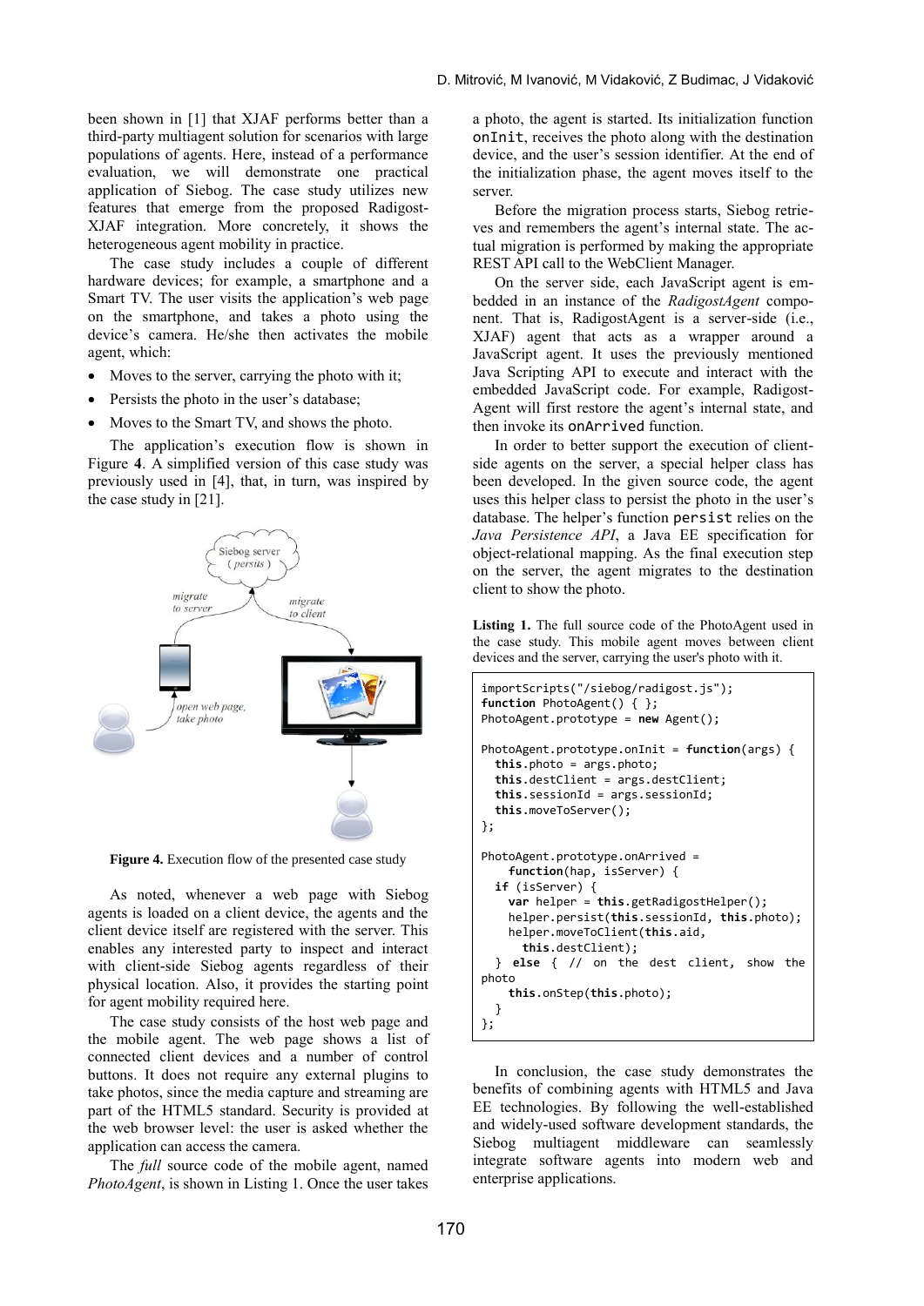been shown in [1] that XJAF performs better than a third-party multiagent solution for scenarios with large populations of agents. Here, instead of a performance evaluation, we will demonstrate one practical application of Siebog. The case study utilizes new features that emerge from the proposed Radigost-XJAF integration. More concretely, it shows the heterogeneous agent mobility in practice.

The case study includes a couple of different hardware devices; for example, a smartphone and a Smart TV. The user visits the application's web page on the smartphone, and takes a photo using the device's camera. He/she then activates the mobile agent, which:

- Moves to the server, carrying the photo with it;
- Persists the photo in the user's database;
- Moves to the Smart TV, and shows the photo.

The application's execution flow is shown in Figure **4**. A simplified version of this case study was previously used in [4], that, in turn, was inspired by the case study in [21].

**Figure 4.** Execution flow of the presented case study

As noted, whenever a web page with Siebog agents is loaded on a client device, the agents and the client device itself are registered with the server. This enables any interested party to inspect and interact with client-side Siebog agents regardless of their physical location. Also, it provides the starting point for agent mobility required here.

The case study consists of the host web page and the mobile agent. The web page shows a list of connected client devices and a number of control buttons. It does not require any external plugins to take photos, since the media capture and streaming are part of the HTML5 standard. Security is provided at the web browser level: the user is asked whether the application can access the camera.

The *full* source code of the mobile agent, named *PhotoAgent*, is shown in Listing 1. Once the user takes a photo, the agent is started. Its initialization function `onInit`, receives the photo along with the destination device, and the user's session identifier. At the end of the initialization phase, the agent moves itself to the server.

Before the migration process starts, Siebog retrieves and remembers the agent's internal state. The actual migration is performed by making the appropriate REST API call to the WebClient Manager.

On the server side, each JavaScript agent is embedded in an instance of the *RadigostAgent* component. That is, RadigostAgent is a server-side (i.e., XJAF) agent that acts as a wrapper around a JavaScript agent. It uses the previously mentioned Java Scripting API to execute and interact with the embedded JavaScript code. For example, RadigostAgent will first restore the agent's internal state, and then invoke its `onArrived` function.

In order to better support the execution of client-side agents on the server, a special helper class has been developed. In the given source code, the agent uses this helper class to persist the photo in the user's database. The helper's function `persist` relies on the *Java Persistence API*, a Java EE specification for object-relational mapping. As the final execution step on the server, the agent migrates to the destination client to show the photo.

**Listing 1.** The full source code of the PhotoAgent used in the case study. This mobile agent moves between client devices and the server, carrying the user's photo with it.

```
importScripts("/siebog/radigost.js");
function PhotoAgent() { };
PhotoAgent.prototype = new Agent();

PhotoAgent.prototype.onInit = function(args) {
  this.photo = args.photo;
  this.destClient = args.destClient;
  this.sessionId = args.sessionId;
  this.moveToServer();
};

PhotoAgent.prototype.onArrived =
    function(hap, isServer) {
  if (isServer) {
    var helper = this.getRadigostHelper();
    helper.persist(this.sessionId, this.photo);
    helper.moveToClient(this.aid,
      this.destClient);
  } else { // on the dest client, show the photo
    this.onStep(this.photo);
  }
};
```

In conclusion, the case study demonstrates the benefits of combining agents with HTML5 and Java EE technologies. By following the well-established and widely-used software development standards, the Siebog multiagent middleware can seamlessly integrate software agents into modern web and enterprise applications.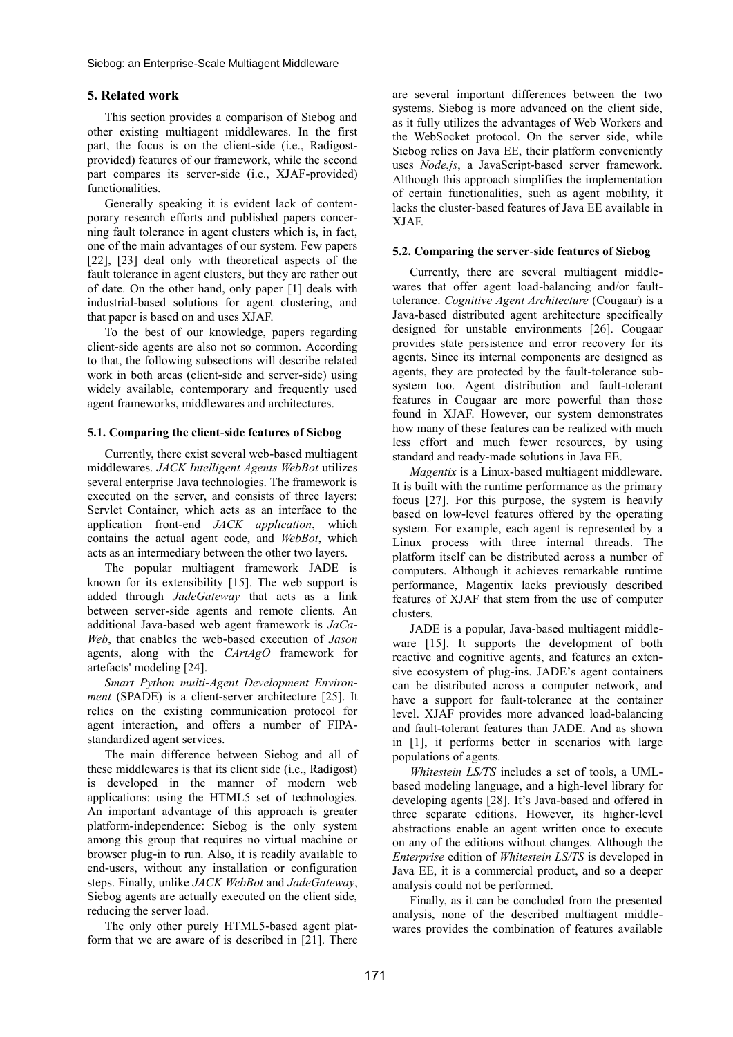## 5. Related work

This section provides a comparison of Siebog and other existing multiagent middlewares. In the first part, the focus is on the client-side (i.e., Radigost-provided) features of our framework, while the second part compares its server-side (i.e., XJAF-provided) functionalities.

Generally speaking it is evident lack of contemporary research efforts and published papers concerning fault tolerance in agent clusters which is, in fact, one of the main advantages of our system. Few papers [22], [23] deal only with theoretical aspects of the fault tolerance in agent clusters, but they are rather out of date. On the other hand, only paper [1] deals with industrial-based solutions for agent clustering, and that paper is based on and uses XJAF.

To the best of our knowledge, papers regarding client-side agents are also not so common. According to that, the following subsections will describe related work in both areas (client-side and server-side) using widely available, contemporary and frequently used agent frameworks, middlewares and architectures.

### 5.1. Comparing the client-side features of Siebog

Currently, there exist several web-based multiagent middlewares. *JACK Intelligent Agents WebBot* utilizes several enterprise Java technologies. The framework is executed on the server, and consists of three layers: Servlet Container, which acts as an interface to the application front-end *JACK application*, which contains the actual agent code, and *WebBot*, which acts as an intermediary between the other two layers.

The popular multiagent framework JADE is known for its extensibility [15]. The web support is added through *JadeGateway* that acts as a link between server-side agents and remote clients. An additional Java-based web agent framework is *JaCa-Web*, that enables the web-based execution of *Jason* agents, along with the *CArtAgO* framework for artefacts' modeling [24].

*Smart Python multi-Agent Development Environment* (SPADE) is a client-server architecture [25]. It relies on the existing communication protocol for agent interaction, and offers a number of FIPA-standardized agent services.

The main difference between Siebog and all of these middlewares is that its client side (i.e., Radigost) is developed in the manner of modern web applications: using the HTML5 set of technologies. An important advantage of this approach is greater platform-independence: Siebog is the only system among this group that requires no virtual machine or browser plug-in to run. Also, it is readily available to end-users, without any installation or configuration steps. Finally, unlike *JACK WebBot* and *JadeGateway*, Siebog agents are actually executed on the client side, reducing the server load.

The only other purely HTML5-based agent platform that we are aware of is described in [21]. There are several important differences between the two systems. Siebog is more advanced on the client side, as it fully utilizes the advantages of Web Workers and the WebSocket protocol. On the server side, while Siebog relies on Java EE, their platform conveniently uses *Node.js*, a JavaScript-based server framework. Although this approach simplifies the implementation of certain functionalities, such as agent mobility, it lacks the cluster-based features of Java EE available in XJAF.

### 5.2. Comparing the server-side features of Siebog

Currently, there are several multiagent middlewares that offer agent load-balancing and/or fault-tolerance. *Cognitive Agent Architecture* (Cougaar) is a Java-based distributed agent architecture specifically designed for unstable environments [26]. Cougaar provides state persistence and error recovery for its agents. Since its internal components are designed as agents, they are protected by the fault-tolerance subsystem too. Agent distribution and fault-tolerant features in Cougaar are more powerful than those found in XJAF. However, our system demonstrates how many of these features can be realized with much less effort and much fewer resources, by using standard and ready-made solutions in Java EE.

*Magentix* is a Linux-based multiagent middleware. It is built with the runtime performance as the primary focus [27]. For this purpose, the system is heavily based on low-level features offered by the operating system. For example, each agent is represented by a Linux process with three internal threads. The platform itself can be distributed across a number of computers. Although it achieves remarkable runtime performance, Magentix lacks previously described features of XJAF that stem from the use of computer clusters.

JADE is a popular, Java-based multiagent middleware [15]. It supports the development of both reactive and cognitive agents, and features an extensive ecosystem of plug-ins. JADE's agent containers can be distributed across a computer network, and have a support for fault-tolerance at the container level. XJAF provides more advanced load-balancing and fault-tolerant features than JADE. And as shown in [1], it performs better in scenarios with large populations of agents.

*Whitestein LS/TS* includes a set of tools, a UML-based modeling language, and a high-level library for developing agents [28]. It's Java-based and offered in three separate editions. However, its higher-level abstractions enable an agent written once to execute on any of the editions without changes. Although the *Enterprise* edition of *Whitestein LS/TS* is developed in Java EE, it is a commercial product, and so a deeper analysis could not be performed.

Finally, as it can be concluded from the presented analysis, none of the described multiagent middlewares provides the combination of features available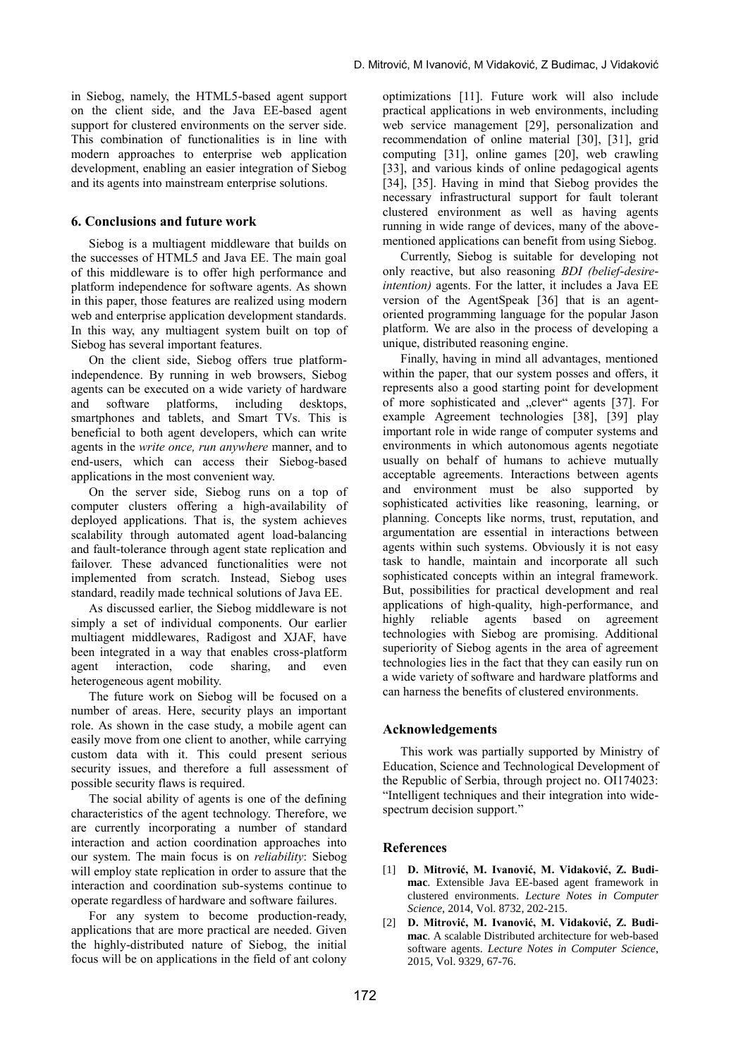in Siebog, namely, the HTML5-based agent support on the client side, and the Java EE-based agent support for clustered environments on the server side. This combination of functionalities is in line with modern approaches to enterprise web application development, enabling an easier integration of Siebog and its agents into mainstream enterprise solutions.

## 6. Conclusions and future work

Siebog is a multiagent middleware that builds on the successes of HTML5 and Java EE. The main goal of this middleware is to offer high performance and platform independence for software agents. As shown in this paper, those features are realized using modern web and enterprise application development standards. In this way, any multiagent system built on top of Siebog has several important features.

On the client side, Siebog offers true platform-independence. By running in web browsers, Siebog agents can be executed on a wide variety of hardware and software platforms, including desktops, smartphones and tablets, and Smart TVs. This is beneficial to both agent developers, which can write agents in the *write once, run anywhere* manner, and to end-users, which can access their Siebog-based applications in the most convenient way.

On the server side, Siebog runs on a top of computer clusters offering a high-availability of deployed applications. That is, the system achieves scalability through automated agent load-balancing and fault-tolerance through agent state replication and failover. These advanced functionalities were not implemented from scratch. Instead, Siebog uses standard, readily made technical solutions of Java EE.

As discussed earlier, the Siebog middleware is not simply a set of individual components. Our earlier multiagent middlewares, Radigost and XJAF, have been integrated in a way that enables cross-platform agent interaction, code sharing, and even heterogeneous agent mobility.

The future work on Siebog will be focused on a number of areas. Here, security plays an important role. As shown in the case study, a mobile agent can easily move from one client to another, while carrying custom data with it. This could present serious security issues, and therefore a full assessment of possible security flaws is required.

The social ability of agents is one of the defining characteristics of the agent technology. Therefore, we are currently incorporating a number of standard interaction and action coordination approaches into our system. The main focus is on *reliability*: Siebog will employ state replication in order to assure that the interaction and coordination sub-systems continue to operate regardless of hardware and software failures.

For any system to become production-ready, applications that are more practical are needed. Given the highly-distributed nature of Siebog, the initial focus will be on applications in the field of ant colony optimizations [11]. Future work will also include practical applications in web environments, including web service management [29], personalization and recommendation of online material [30], [31], grid computing [31], online games [20], web crawling [33], and various kinds of online pedagogical agents [34], [35]. Having in mind that Siebog provides the necessary infrastructural support for fault tolerant clustered environment as well as having agents running in wide range of devices, many of the above-mentioned applications can benefit from using Siebog.

Currently, Siebog is suitable for developing not only reactive, but also reasoning *BDI (belief-desire-intention)* agents. For the latter, it includes a Java EE version of the AgentSpeak [36] that is an agent-oriented programming language for the popular Jason platform. We are also in the process of developing a unique, distributed reasoning engine.

Finally, having in mind all advantages, mentioned within the paper, that our system posses and offers, it represents also a good starting point for development of more sophisticated and „clever" agents [37]. For example Agreement technologies [38], [39] play important role in wide range of computer systems and environments in which autonomous agents negotiate usually on behalf of humans to achieve mutually acceptable agreements. Interactions between agents and environment must be also supported by sophisticated activities like reasoning, learning, or planning. Concepts like norms, trust, reputation, and argumentation are essential in interactions between agents within such systems. Obviously it is not easy task to handle, maintain and incorporate all such sophisticated concepts within an integral framework. But, possibilities for practical development and real applications of high-quality, high-performance, and highly reliable agents based on agreement technologies with Siebog are promising. Additional superiority of Siebog agents in the area of agreement technologies lies in the fact that they can easily run on a wide variety of software and hardware platforms and can harness the benefits of clustered environments.

## Acknowledgements

This work was partially supported by Ministry of Education, Science and Technological Development of the Republic of Serbia, through project no. OI174023: "Intelligent techniques and their integration into wide-spectrum decision support."

## References

[1] **D. Mitrović, M. Ivanović, M. Vidaković, Z. Budimac**. Extensible Java EE-based agent framework in clustered environments. *Lecture Notes in Computer Science*, 2014, Vol. 8732, 202-215.

[2] **D. Mitrović, M. Ivanović, M. Vidaković, Z. Budimac**. A scalable Distributed architecture for web-based software agents. *Lecture Notes in Computer Science*, 2015, Vol. 9329, 67-76.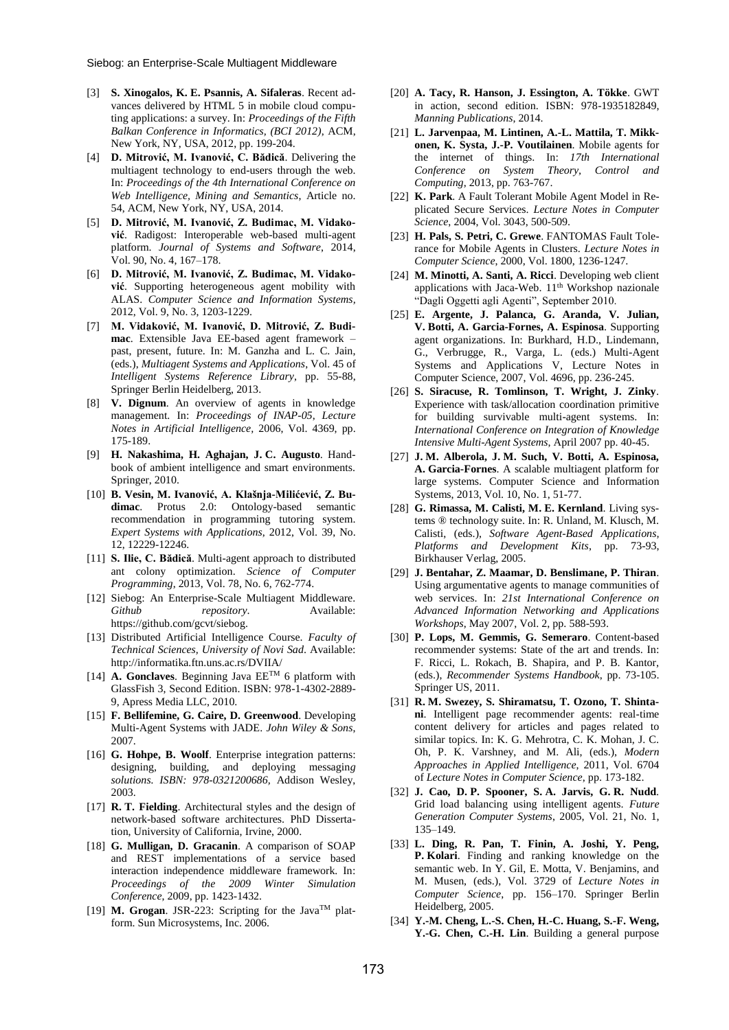- [3] **S. Xinogalos, K. E. Psannis, A. Sifaleras**. Recent advances delivered by HTML 5 in mobile cloud computing applications: a survey. In: *Proceedings of the Fifth Balkan Conference in Informatics, (BCI 2012)*, ACM, New York, NY, USA, 2012, pp. 199-204.
- [4] **D. Mitrović, M. Ivanović, C. Bădică**. Delivering the multiagent technology to end-users through the web. In: *Proceedings of the 4th International Conference on Web Intelligence, Mining and Semantics*, Article no. 54, ACM, New York, NY, USA, 2014.
- [5] **D. Mitrović, M. Ivanović, Z. Budimac, M. Vidaković**. Radigost: Interoperable web-based multi-agent platform. *Journal of Systems and Software*, 2014, Vol. 90, No. 4, 167–178.
- [6] **D. Mitrović, M. Ivanović, Z. Budimac, M. Vidaković**. Supporting heterogeneous agent mobility with ALAS. *Computer Science and Information Systems*, 2012, Vol. 9, No. 3, 1203-1229.
- [7] **M. Vidaković, M. Ivanović, D. Mitrović, Z. Budimac**. Extensible Java EE-based agent framework – past, present, future. In: M. Ganzha and L. C. Jain, (eds.), *Multiagent Systems and Applications*, Vol. 45 of *Intelligent Systems Reference Library*, pp. 55-88, Springer Berlin Heidelberg, 2013.
- [8] **V. Dignum**. An overview of agents in knowledge management. In: *Proceedings of INAP-05, Lecture Notes in Artificial Intelligence*, 2006, Vol. 4369, pp. 175-189.
- [9] **H. Nakashima, H. Aghajan, J. C. Augusto**. Handbook of ambient intelligence and smart environments. Springer, 2010.
- [10] **B. Vesin, M. Ivanović, A. Klašnja-Milićević, Z. Budimac**. Protus 2.0: Ontology-based semantic recommendation in programming tutoring system. *Expert Systems with Applications*, 2012, Vol. 39, No. 12, 12229-12246.
- [11] **S. Ilie, C. Bădică**. Multi-agent approach to distributed ant colony optimization. *Science of Computer Programming*, 2013, Vol. 78, No. 6, 762-774.
- [12] Siebog: An Enterprise-Scale Multiagent Middleware. *Github repository*. Available: https://github.com/gcvt/siebog.
- [13] Distributed Artificial Intelligence Course. *Faculty of Technical Sciences, University of Novi Sad*. Available: http://informatika.ftn.uns.ac.rs/DVIIA/
- [14] **A. Gonclaves**. Beginning Java EE™ 6 platform with GlassFish 3, Second Edition. ISBN: 978-1-4302-2889-9, Apress Media LLC, 2010.
- [15] **F. Bellifemine, G. Caire, D. Greenwood**. Developing Multi-Agent Systems with JADE. *John Wiley & Sons*, 2007.
- [16] **G. Hohpe, B. Woolf**. Enterprise integration patterns: designing, building, and deploying messaging solutions. *ISBN: 978-0321200686*, Addison Wesley, 2003.
- [17] **R. T. Fielding**. Architectural styles and the design of network-based software architectures. PhD Dissertation, University of California, Irvine, 2000.
- [18] **G. Mulligan, D. Gracanin**. A comparison of SOAP and REST implementations of a service based interaction independence middleware framework. In: *Proceedings of the 2009 Winter Simulation Conference*, 2009, pp. 1423-1432.
- [19] **M. Grogan**. JSR-223: Scripting for the Java™ platform. Sun Microsystems, Inc. 2006.
- [20] **A. Tacy, R. Hanson, J. Essington, A. Tökke**. GWT in action, second edition. ISBN: 978-1935182849, *Manning Publications*, 2014.
- [21] **L. Jarvenpaa, M. Lintinen, A.-L. Mattila, T. Mikkonen, K. Systa, J.-P. Voutilainen**. Mobile agents for the internet of things. In: *17th International Conference on System Theory, Control and Computing*, 2013, pp. 763-767.
- [22] **K. Park**. A Fault Tolerant Mobile Agent Model in Replicated Secure Services. *Lecture Notes in Computer Science*, 2004, Vol. 3043, 500-509.
- [23] **H. Pals, S. Petri, C. Grewe**. FANTOMAS Fault Tolerance for Mobile Agents in Clusters. *Lecture Notes in Computer Science*, 2000, Vol. 1800, 1236-1247.
- [24] **M. Minotti, A. Santi, A. Ricci**. Developing web client applications with Jaca-Web. 11th Workshop nazionale "Dagli Oggetti agli Agenti", September 2010.
- [25] **E. Argente, J. Palanca, G. Aranda, V. Julian, V. Botti, A. Garcia-Fornes, A. Espinosa**. Supporting agent organizations. In: Burkhard, H.D., Lindemann, G., Verbrugge, R., Varga, L. (eds.) Multi-Agent Systems and Applications V, Lecture Notes in Computer Science, 2007, Vol. 4696, pp. 236-245.
- [26] **S. Siracuse, R. Tomlinson, T. Wright, J. Zinky**. Experience with task/allocation coordination primitive for building survivable multi-agent systems. In: *International Conference on Integration of Knowledge Intensive Multi-Agent Systems*, April 2007 pp. 40-45.
- [27] **J. M. Alberola, J. M. Such, V. Botti, A. Espinosa, A. Garcia-Fornes**. A scalable multiagent platform for large systems. Computer Science and Information Systems, 2013, Vol. 10, No. 1, 51-77.
- [28] **G. Rimassa, M. Calisti, M. E. Kernland**. Living systems ® technology suite. In: R. Unland, M. Klusch, M. Calisti, (eds.), *Software Agent-Based Applications, Platforms and Development Kits*, pp. 73-93, Birkhauser Verlag, 2005.
- [29] **J. Bentahar, Z. Maamar, D. Benslimane, P. Thiran**. Using argumentative agents to manage communities of web services. In: *21st International Conference on Advanced Information Networking and Applications Workshops*, May 2007, Vol. 2, pp. 588-593.
- [30] **P. Lops, M. Gemmis, G. Semeraro**. Content-based recommender systems: State of the art and trends. In: F. Ricci, L. Rokach, B. Shapira, and P. B. Kantor, (eds.), *Recommender Systems Handbook*, pp. 73-105. Springer US, 2011.
- [31] **R. M. Swezey, S. Shiramatsu, T. Ozono, T. Shintani**. Intelligent page recommender agents: real-time content delivery for articles and pages related to similar topics. In: K. G. Mehrotra, C. K. Mohan, J. C. Oh, P. K. Varshney, and M. Ali, (eds.), *Modern Approaches in Applied Intelligence*, 2011, Vol. 6704 of *Lecture Notes in Computer Science*, pp. 173-182.
- [32] **J. Cao, D. P. Spooner, S. A. Jarvis, G. R. Nudd**. Grid load balancing using intelligent agents. *Future Generation Computer Systems*, 2005, Vol. 21, No. 1, 135–149.
- [33] **L. Ding, R. Pan, T. Finin, A. Joshi, Y. Peng, P. Kolari**. Finding and ranking knowledge on the semantic web. In Y. Gil, E. Motta, V. Benjamins, and M. Musen, (eds.), Vol. 3729 of *Lecture Notes in Computer Science*, pp. 156–170. Springer Berlin Heidelberg, 2005.
- [34] **Y.-M. Cheng, L.-S. Chen, H.-C. Huang, S.-F. Weng, Y.-G. Chen, C.-H. Lin**. Building a general purpose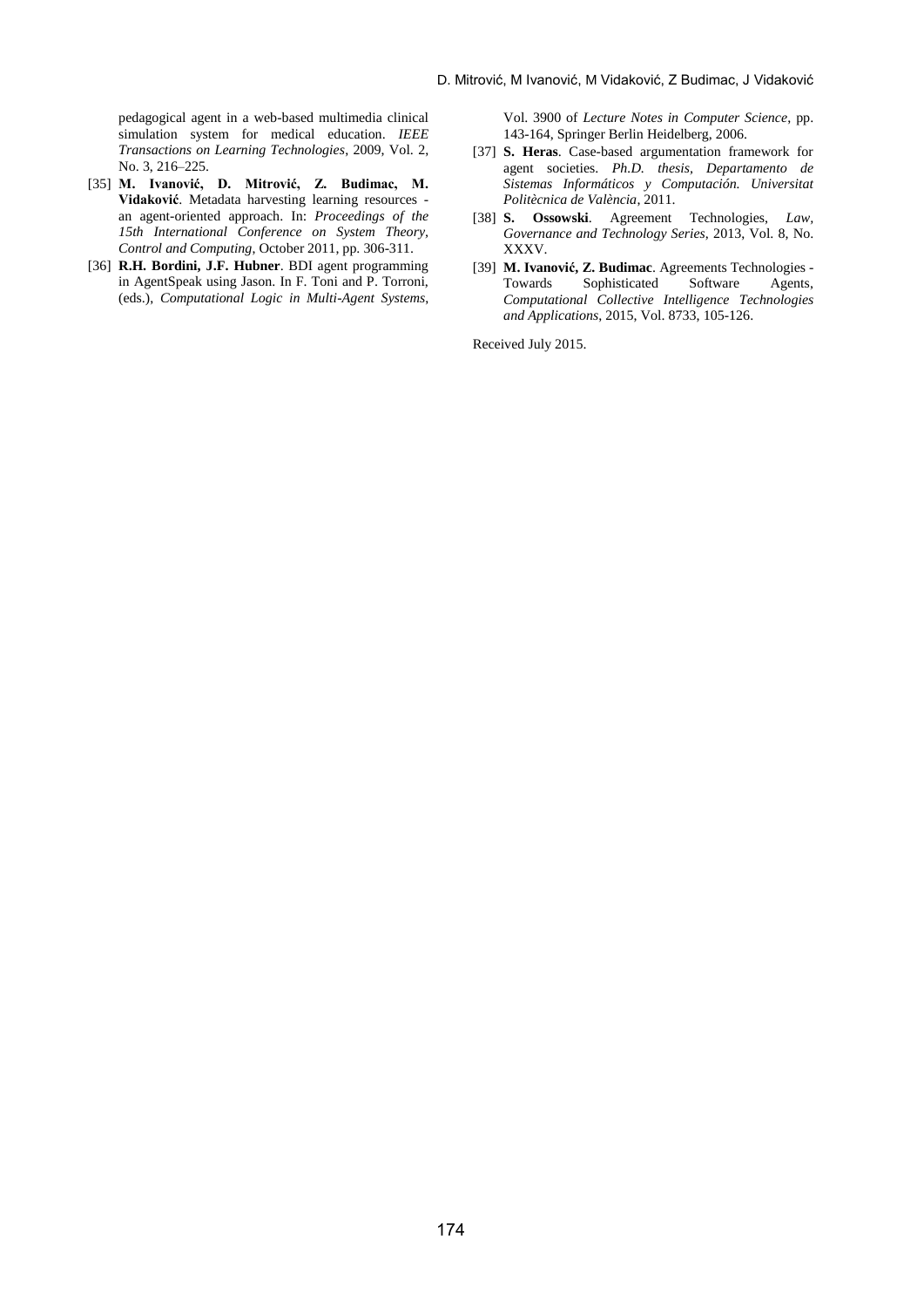pedagogical agent in a web-based multimedia clinical simulation system for medical education. *IEEE Transactions on Learning Technologies*, 2009, Vol. 2, No. 3, 216–225.

[35] **M. Ivanović, D. Mitrović, Z. Budimac, M. Vidaković**. Metadata harvesting learning resources - an agent-oriented approach. In: *Proceedings of the 15th International Conference on System Theory, Control and Computing*, October 2011, pp. 306-311.

[36] **R.H. Bordini, J.F. Hubner**. BDI agent programming in AgentSpeak using Jason. In F. Toni and P. Torroni, (eds.), *Computational Logic in Multi-Agent Systems*, Vol. 3900 of *Lecture Notes in Computer Science*, pp. 143-164, Springer Berlin Heidelberg, 2006.

[37] **S. Heras**. Case-based argumentation framework for agent societies. *Ph.D. thesis, Departamento de Sistemas Informáticos y Computación. Universitat Politècnica de València*, 2011.

[38] **S. Ossowski**. Agreement Technologies, *Law, Governance and Technology Series*, 2013, Vol. 8, No. XXXV.

[39] **M. Ivanović, Z. Budimac**. Agreements Technologies - Towards Sophisticated Software Agents, *Computational Collective Intelligence Technologies and Applications*, 2015, Vol. 8733, 105-126.

Received July 2015.